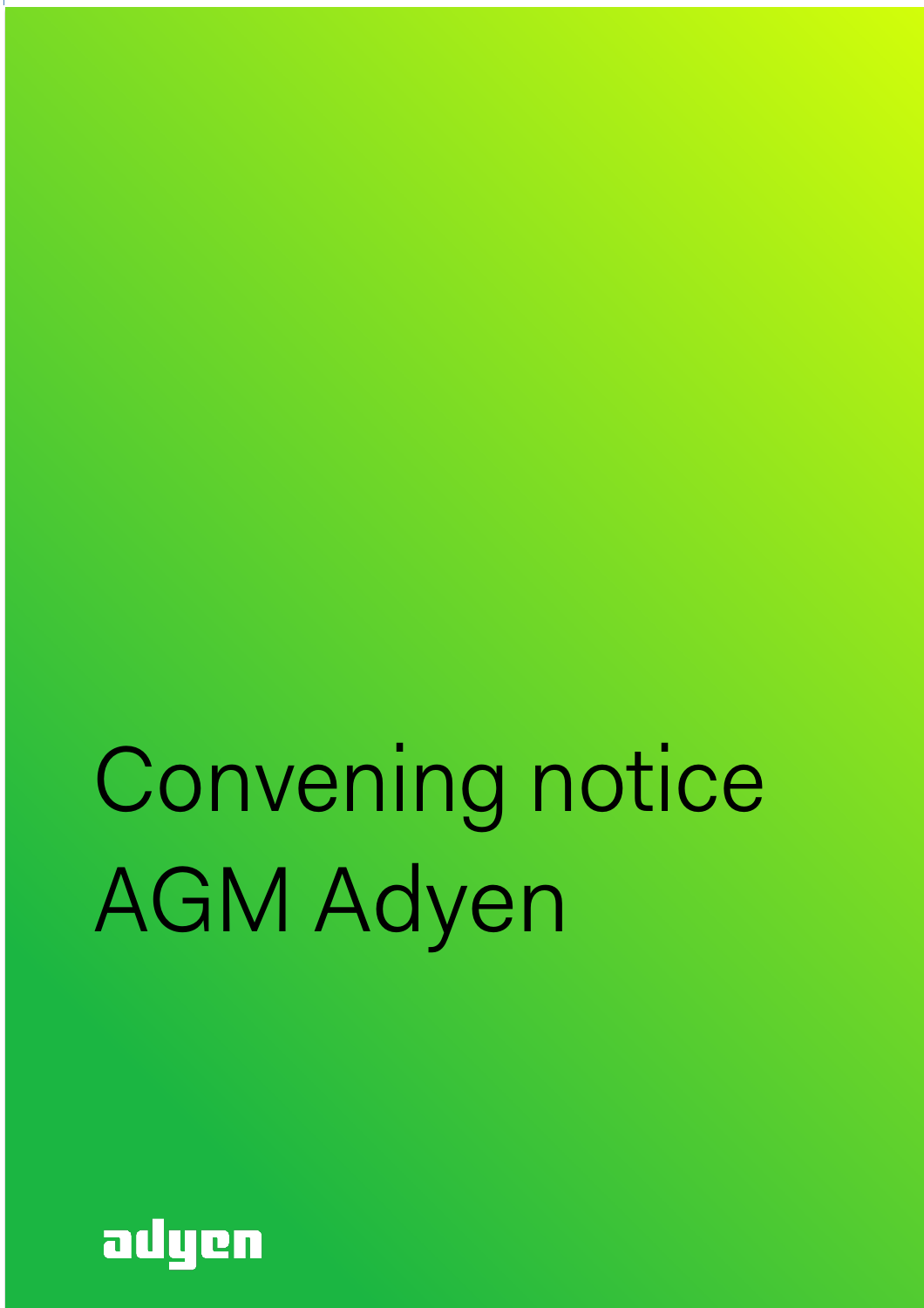# Convening notice AGM Adyen

adyen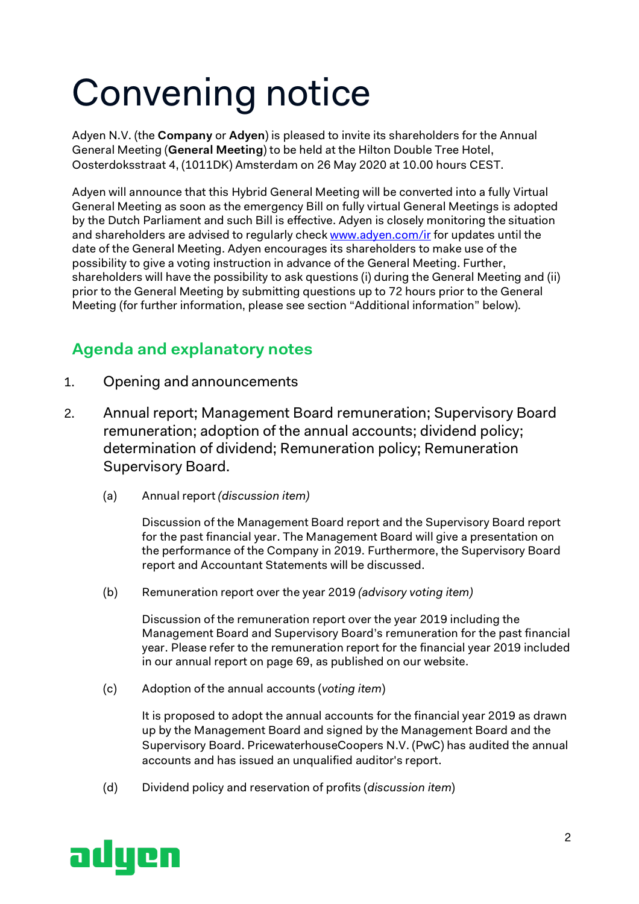# Convening notice

Adyen N.V. (the **Company** or **Adyen**) is pleased to invite its shareholders for the Annual General Meeting (**General Meeting**) to be held at the Hilton Double Tree Hotel, Oosterdoksstraat 4, (1011DK) Amsterdam on 26 May 2020 at 10.00 hours CEST.

Adyen will announce that this Hybrid General Meeting will be converted into a fully Virtual General Meeting as soon as the emergency Bill on fully virtual General Meetings is adopted by the Dutch Parliament and such Bill is effective. Adyen is closely monitoring the situation and shareholders are advised to regularly check www.adyen.com/ir for updates until the date of the General Meeting. Adyen encourages its shareholders to make use of the possibility to give a voting instruction in advance of the General Meeting. Further, shareholders will have the possibility to ask questions (i) during the General Meeting and (ii) prior to the General Meeting by submitting questions up to 72 hours prior to the General Meeting (for further information, please see section "Additional information" below).

## Agenda and explanatory notes

1. Opening and announcements

2. Annual report; Management Board remuneration; Supervisory Board remuneration; adoption of the annual accounts; dividend policy; determination of dividend; Remuneration policy; Remuneration Supervisory Board.

   (a) Annual report *(discussion item)*

   Discussion of the Management Board report and the Supervisory Board report for the past financial year. The Management Board will give a presentation on the performance of the Company in 2019. Furthermore, the Supervisory Board report and Accountant Statements will be discussed.

   (b) Remuneration report over the year 2019 *(advisory voting item)*

   Discussion of the remuneration report over the year 2019 including the Management Board and Supervisory Board's remuneration for the past financial year. Please refer to the remuneration report for the financial year 2019 included in our annual report on page 69, as published on our website.

   (c) Adoption of the annual accounts (*voting item*)

   It is proposed to adopt the annual accounts for the financial year 2019 as drawn up by the Management Board and signed by the Management Board and the Supervisory Board. PricewaterhouseCoopers N.V. (PwC) has audited the annual accounts and has issued an unqualified auditor's report.

   (d) Dividend policy and reservation of profits (*discussion item*)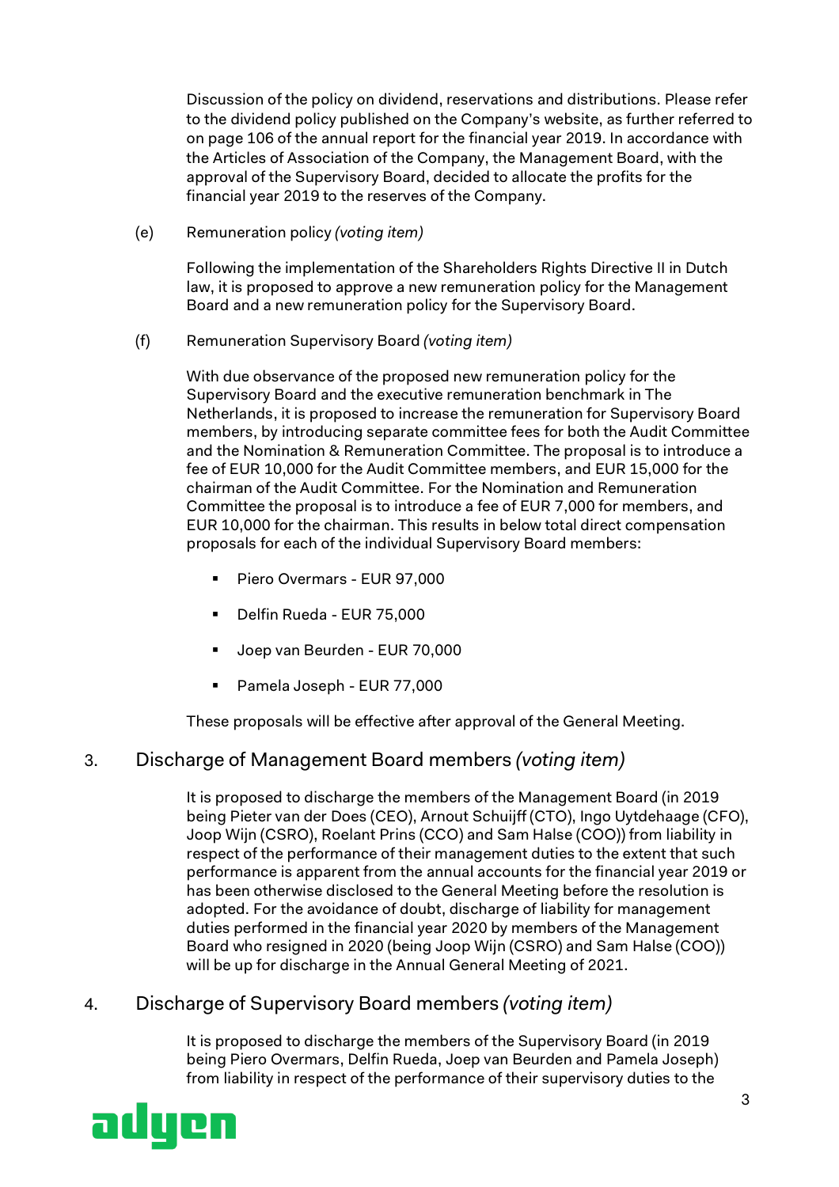Discussion of the policy on dividend, reservations and distributions. Please refer to the dividend policy published on the Company's website, as further referred to on page 106 of the annual report for the financial year 2019. In accordance with the Articles of Association of the Company, the Management Board, with the approval of the Supervisory Board, decided to allocate the profits for the financial year 2019 to the reserves of the Company.

(e) Remuneration policy *(voting item)*

Following the implementation of the Shareholders Rights Directive II in Dutch law, it is proposed to approve a new remuneration policy for the Management Board and a new remuneration policy for the Supervisory Board.

(f) Remuneration Supervisory Board *(voting item)*

With due observance of the proposed new remuneration policy for the Supervisory Board and the executive remuneration benchmark in The Netherlands, it is proposed to increase the remuneration for Supervisory Board members, by introducing separate committee fees for both the Audit Committee and the Nomination & Remuneration Committee. The proposal is to introduce a fee of EUR 10,000 for the Audit Committee members, and EUR 15,000 for the chairman of the Audit Committee. For the Nomination and Remuneration Committee the proposal is to introduce a fee of EUR 7,000 for members, and EUR 10,000 for the chairman. This results in below total direct compensation proposals for each of the individual Supervisory Board members:

- Piero Overmars - EUR 97,000
- Delfin Rueda - EUR 75,000
- Joep van Beurden - EUR 70,000
- Pamela Joseph - EUR 77,000

These proposals will be effective after approval of the General Meeting.

## 3. Discharge of Management Board members *(voting item)*

It is proposed to discharge the members of the Management Board (in 2019 being Pieter van der Does (CEO), Arnout Schuijff (CTO), Ingo Uytdehaage (CFO), Joop Wijn (CSRO), Roelant Prins (CCO) and Sam Halse (COO)) from liability in respect of the performance of their management duties to the extent that such performance is apparent from the annual accounts for the financial year 2019 or has been otherwise disclosed to the General Meeting before the resolution is adopted. For the avoidance of doubt, discharge of liability for management duties performed in the financial year 2020 by members of the Management Board who resigned in 2020 (being Joop Wijn (CSRO) and Sam Halse (COO)) will be up for discharge in the Annual General Meeting of 2021.

## 4. Discharge of Supervisory Board members *(voting item)*

It is proposed to discharge the members of the Supervisory Board (in 2019 being Piero Overmars, Delfin Rueda, Joep van Beurden and Pamela Joseph) from liability in respect of the performance of their supervisory duties to the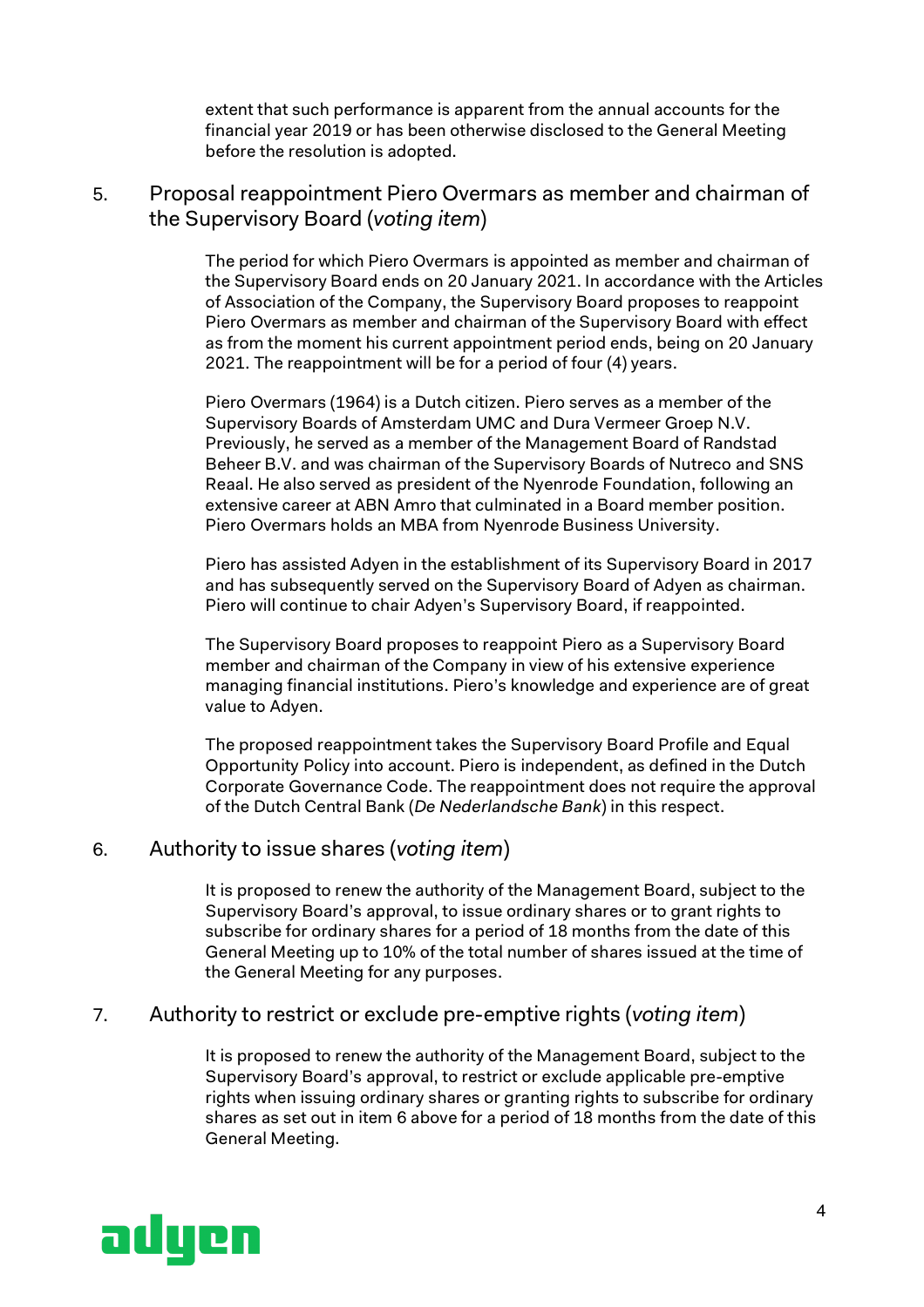extent that such performance is apparent from the annual accounts for the financial year 2019 or has been otherwise disclosed to the General Meeting before the resolution is adopted.

## 5. Proposal reappointment Piero Overmars as member and chairman of the Supervisory Board (*voting item*)

The period for which Piero Overmars is appointed as member and chairman of the Supervisory Board ends on 20 January 2021. In accordance with the Articles of Association of the Company, the Supervisory Board proposes to reappoint Piero Overmars as member and chairman of the Supervisory Board with effect as from the moment his current appointment period ends, being on 20 January 2021. The reappointment will be for a period of four (4) years.

Piero Overmars (1964) is a Dutch citizen. Piero serves as a member of the Supervisory Boards of Amsterdam UMC and Dura Vermeer Groep N.V. Previously, he served as a member of the Management Board of Randstad Beheer B.V. and was chairman of the Supervisory Boards of Nutreco and SNS Reaal. He also served as president of the Nyenrode Foundation, following an extensive career at ABN Amro that culminated in a Board member position. Piero Overmars holds an MBA from Nyenrode Business University.

Piero has assisted Adyen in the establishment of its Supervisory Board in 2017 and has subsequently served on the Supervisory Board of Adyen as chairman. Piero will continue to chair Adyen's Supervisory Board, if reappointed.

The Supervisory Board proposes to reappoint Piero as a Supervisory Board member and chairman of the Company in view of his extensive experience managing financial institutions. Piero's knowledge and experience are of great value to Adyen.

The proposed reappointment takes the Supervisory Board Profile and Equal Opportunity Policy into account. Piero is independent, as defined in the Dutch Corporate Governance Code. The reappointment does not require the approval of the Dutch Central Bank (*De Nederlandsche Bank*) in this respect.

## 6. Authority to issue shares (*voting item*)

It is proposed to renew the authority of the Management Board, subject to the Supervisory Board's approval, to issue ordinary shares or to grant rights to subscribe for ordinary shares for a period of 18 months from the date of this General Meeting up to 10% of the total number of shares issued at the time of the General Meeting for any purposes.

## 7. Authority to restrict or exclude pre-emptive rights (*voting item*)

It is proposed to renew the authority of the Management Board, subject to the Supervisory Board's approval, to restrict or exclude applicable pre-emptive rights when issuing ordinary shares or granting rights to subscribe for ordinary shares as set out in item 6 above for a period of 18 months from the date of this General Meeting.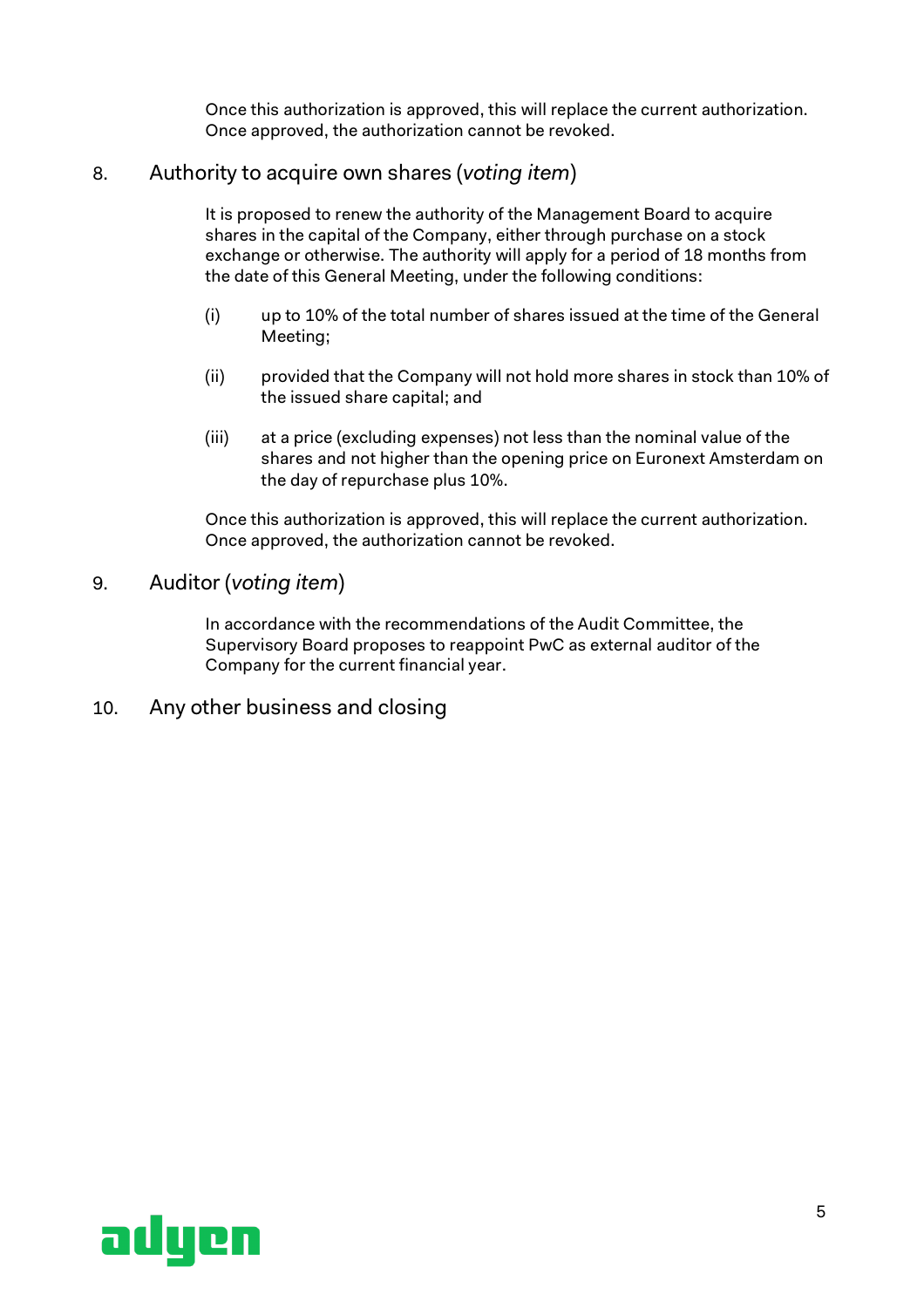Once this authorization is approved, this will replace the current authorization. Once approved, the authorization cannot be revoked.

## 8. Authority to acquire own shares (*voting item*)

It is proposed to renew the authority of the Management Board to acquire shares in the capital of the Company, either through purchase on a stock exchange or otherwise. The authority will apply for a period of 18 months from the date of this General Meeting, under the following conditions:

(i) up to 10% of the total number of shares issued at the time of the General Meeting;

(ii) provided that the Company will not hold more shares in stock than 10% of the issued share capital; and

(iii) at a price (excluding expenses) not less than the nominal value of the shares and not higher than the opening price on Euronext Amsterdam on the day of repurchase plus 10%.

Once this authorization is approved, this will replace the current authorization. Once approved, the authorization cannot be revoked.

## 9. Auditor (*voting item*)

In accordance with the recommendations of the Audit Committee, the Supervisory Board proposes to reappoint PwC as external auditor of the Company for the current financial year.

## 10. Any other business and closing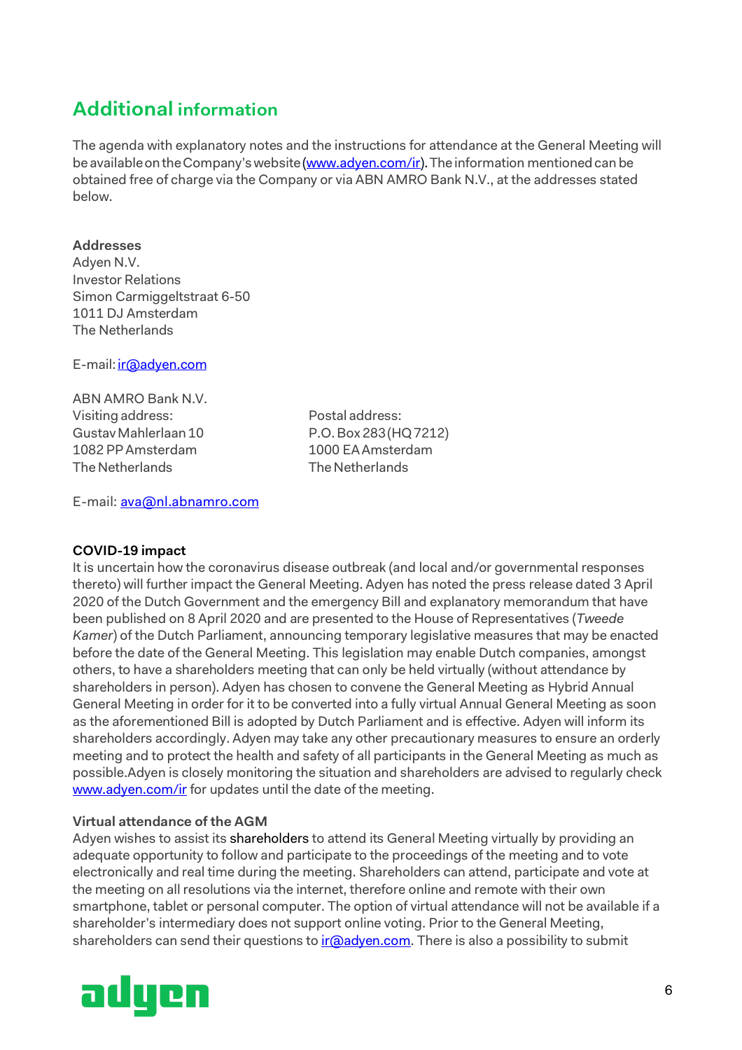## Additional information

The agenda with explanatory notes and the instructions for attendance at the General Meeting will be available on the Company's website (www.adyen.com/ir). The information mentioned can be obtained free of charge via the Company or via ABN AMRO Bank N.V., at the addresses stated below.

**Addresses**
Adyen N.V.
Investor Relations
Simon Carmiggeltstraat 6-50
1011 DJ Amsterdam
The Netherlands

E-mail: ir@adyen.com

ABN AMRO Bank N.V.
Visiting address:
Gustav Mahlerlaan 10
1082 PP Amsterdam
The Netherlands

Postal address:
P.O. Box 283 (HQ 7212)
1000 EA Amsterdam
The Netherlands

E-mail: ava@nl.abnamro.com

**COVID-19 impact**
It is uncertain how the coronavirus disease outbreak (and local and/or governmental responses thereto) will further impact the General Meeting. Adyen has noted the press release dated 3 April 2020 of the Dutch Government and the emergency Bill and explanatory memorandum that have been published on 8 April 2020 and are presented to the House of Representatives (*Tweede Kamer*) of the Dutch Parliament, announcing temporary legislative measures that may be enacted before the date of the General Meeting. This legislation may enable Dutch companies, amongst others, to have a shareholders meeting that can only be held virtually (without attendance by shareholders in person). Adyen has chosen to convene the General Meeting as Hybrid Annual General Meeting in order for it to be converted into a fully virtual Annual General Meeting as soon as the aforementioned Bill is adopted by Dutch Parliament and is effective. Adyen will inform its shareholders accordingly. Adyen may take any other precautionary measures to ensure an orderly meeting and to protect the health and safety of all participants in the General Meeting as much as possible.Adyen is closely monitoring the situation and shareholders are advised to regularly check www.adyen.com/ir for updates until the date of the meeting.

**Virtual attendance of the AGM**
Adyen wishes to assist its shareholders to attend its General Meeting virtually by providing an adequate opportunity to follow and participate to the proceedings of the meeting and to vote electronically and real time during the meeting. Shareholders can attend, participate and vote at the meeting on all resolutions via the internet, therefore online and remote with their own smartphone, tablet or personal computer. The option of virtual attendance will not be available if a shareholder's intermediary does not support online voting. Prior to the General Meeting, shareholders can send their questions to ir@adyen.com. There is also a possibility to submit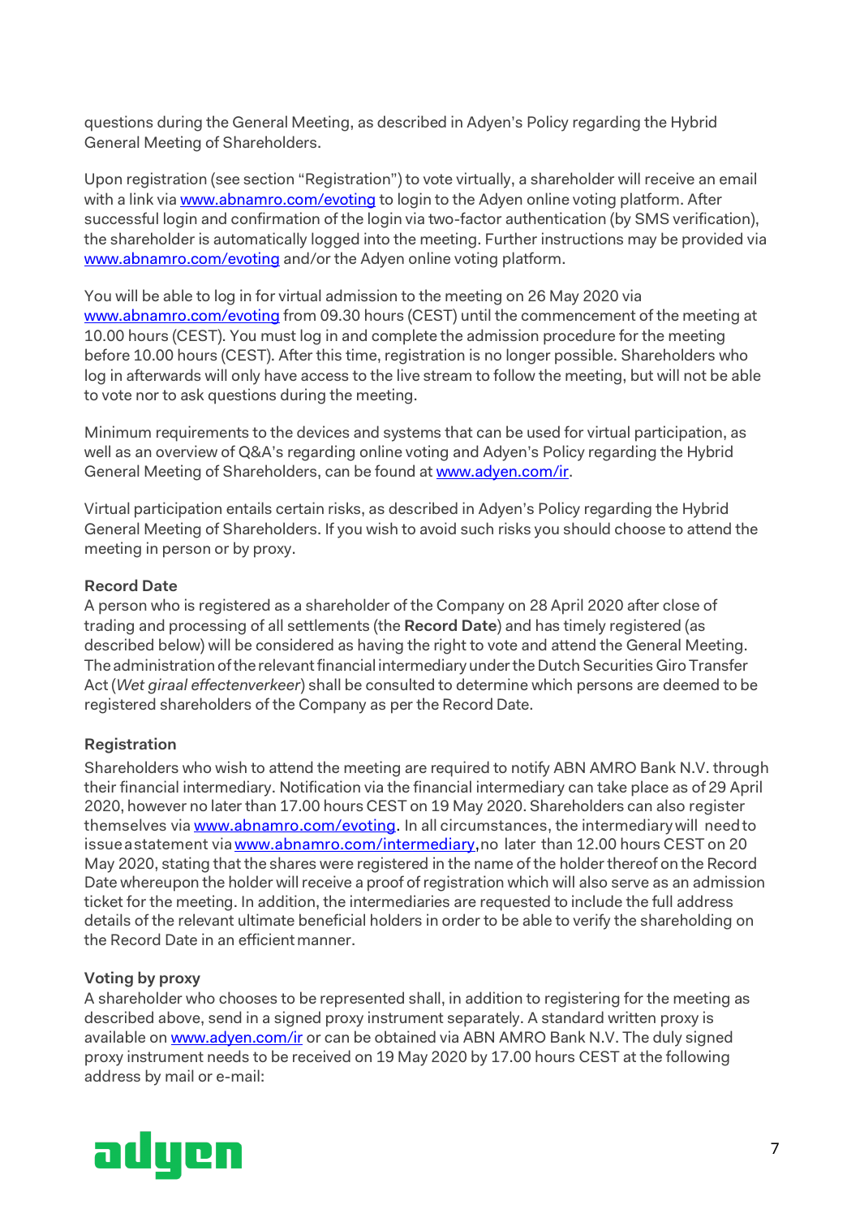questions during the General Meeting, as described in Adyen's Policy regarding the Hybrid General Meeting of Shareholders.

Upon registration (see section "Registration") to vote virtually, a shareholder will receive an email with a link via [www.abnamro.com/evoting](www.abnamro.com/evoting) to login to the Adyen online voting platform. After successful login and confirmation of the login via two-factor authentication (by SMS verification), the shareholder is automatically logged into the meeting. Further instructions may be provided via [www.abnamro.com/evoting](www.abnamro.com/evoting) and/or the Adyen online voting platform.

You will be able to log in for virtual admission to the meeting on 26 May 2020 via [www.abnamro.com/evoting](www.abnamro.com/evoting) from 09.30 hours (CEST) until the commencement of the meeting at 10.00 hours (CEST). You must log in and complete the admission procedure for the meeting before 10.00 hours (CEST). After this time, registration is no longer possible. Shareholders who log in afterwards will only have access to the live stream to follow the meeting, but will not be able to vote nor to ask questions during the meeting.

Minimum requirements to the devices and systems that can be used for virtual participation, as well as an overview of Q&A's regarding online voting and Adyen's Policy regarding the Hybrid General Meeting of Shareholders, can be found at [www.adyen.com/ir](www.adyen.com/ir).

Virtual participation entails certain risks, as described in Adyen's Policy regarding the Hybrid General Meeting of Shareholders. If you wish to avoid such risks you should choose to attend the meeting in person or by proxy.

**Record Date**

A person who is registered as a shareholder of the Company on 28 April 2020 after close of trading and processing of all settlements (the **Record Date**) and has timely registered (as described below) will be considered as having the right to vote and attend the General Meeting. The administration of the relevant financial intermediary under the Dutch Securities Giro Transfer Act (*Wet giraal effectenverkeer*) shall be consulted to determine which persons are deemed to be registered shareholders of the Company as per the Record Date.

**Registration**

Shareholders who wish to attend the meeting are required to notify ABN AMRO Bank N.V. through their financial intermediary. Notification via the financial intermediary can take place as of 29 April 2020, however no later than 17.00 hours CEST on 19 May 2020. Shareholders can also register themselves via [www.abnamro.com/evoting](www.abnamro.com/evoting). In all circumstances, the intermediary will need to issue a statement via [www.abnamro.com/intermediary](www.abnamro.com/intermediary), no later than 12.00 hours CEST on 20 May 2020, stating that the shares were registered in the name of the holder thereof on the Record Date whereupon the holder will receive a proof of registration which will also serve as an admission ticket for the meeting. In addition, the intermediaries are requested to include the full address details of the relevant ultimate beneficial holders in order to be able to verify the shareholding on the Record Date in an efficient manner.

**Voting by proxy**

A shareholder who chooses to be represented shall, in addition to registering for the meeting as described above, send in a signed proxy instrument separately. A standard written proxy is available on [www.adyen.com/ir](www.adyen.com/ir) or can be obtained via ABN AMRO Bank N.V. The duly signed proxy instrument needs to be received on 19 May 2020 by 17.00 hours CEST at the following address by mail or e-mail: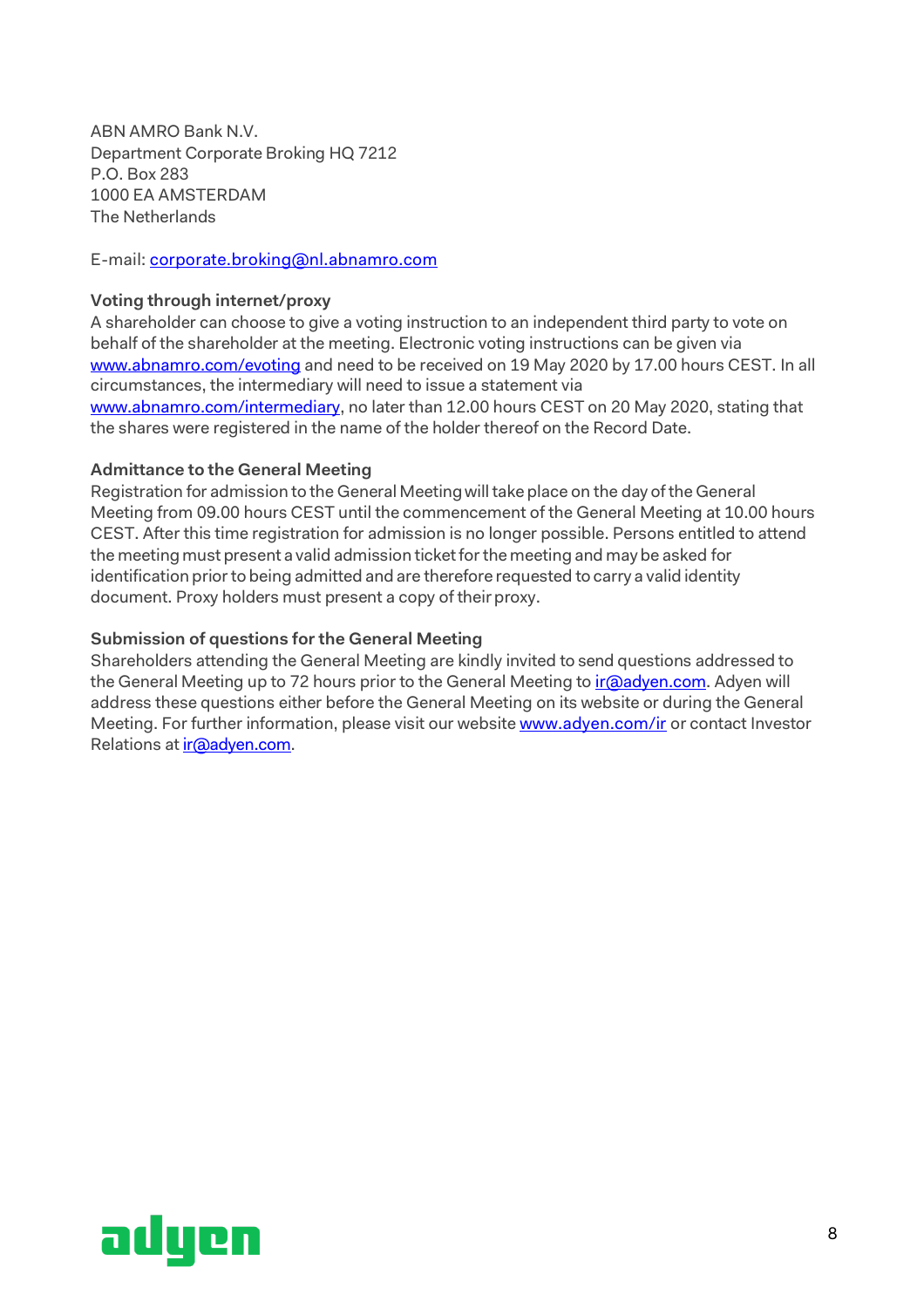ABN AMRO Bank N.V.
Department Corporate Broking HQ 7212
P.O. Box 283
1000 EA AMSTERDAM
The Netherlands

E-mail: corporate.broking@nl.abnamro.com

**Voting through internet/proxy**

A shareholder can choose to give a voting instruction to an independent third party to vote on behalf of the shareholder at the meeting. Electronic voting instructions can be given via www.abnamro.com/evoting and need to be received on 19 May 2020 by 17.00 hours CEST. In all circumstances, the intermediary will need to issue a statement via www.abnamro.com/intermediary, no later than 12.00 hours CEST on 20 May 2020, stating that the shares were registered in the name of the holder thereof on the Record Date.

**Admittance to the General Meeting**

Registration for admission to the General Meeting will take place on the day of the General Meeting from 09.00 hours CEST until the commencement of the General Meeting at 10.00 hours CEST. After this time registration for admission is no longer possible. Persons entitled to attend the meeting must present a valid admission ticket for the meeting and may be asked for identification prior to being admitted and are therefore requested to carry a valid identity document. Proxy holders must present a copy of their proxy.

**Submission of questions for the General Meeting**

Shareholders attending the General Meeting are kindly invited to send questions addressed to the General Meeting up to 72 hours prior to the General Meeting to ir@adyen.com. Adyen will address these questions either before the General Meeting on its website or during the General Meeting. For further information, please visit our website www.adyen.com/ir or contact Investor Relations at ir@adyen.com.